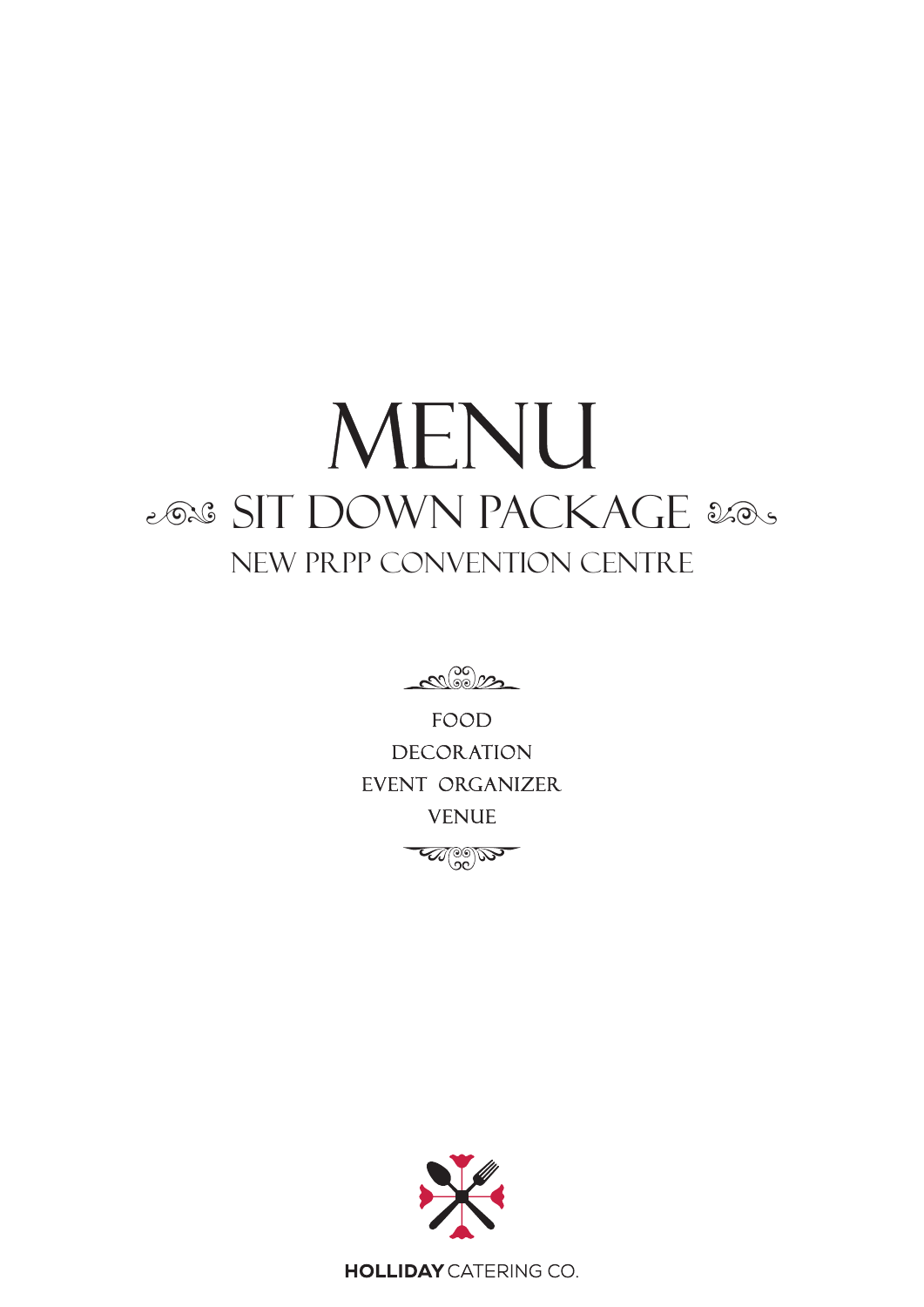# MENU

## SIT DOWN PACKAGE

### NEW PRPP CONVENTION CENTRE

FOOD

DECORATION

EVENT ORGANIZER

VENUE

**HOLLIDAY** CATERING CO.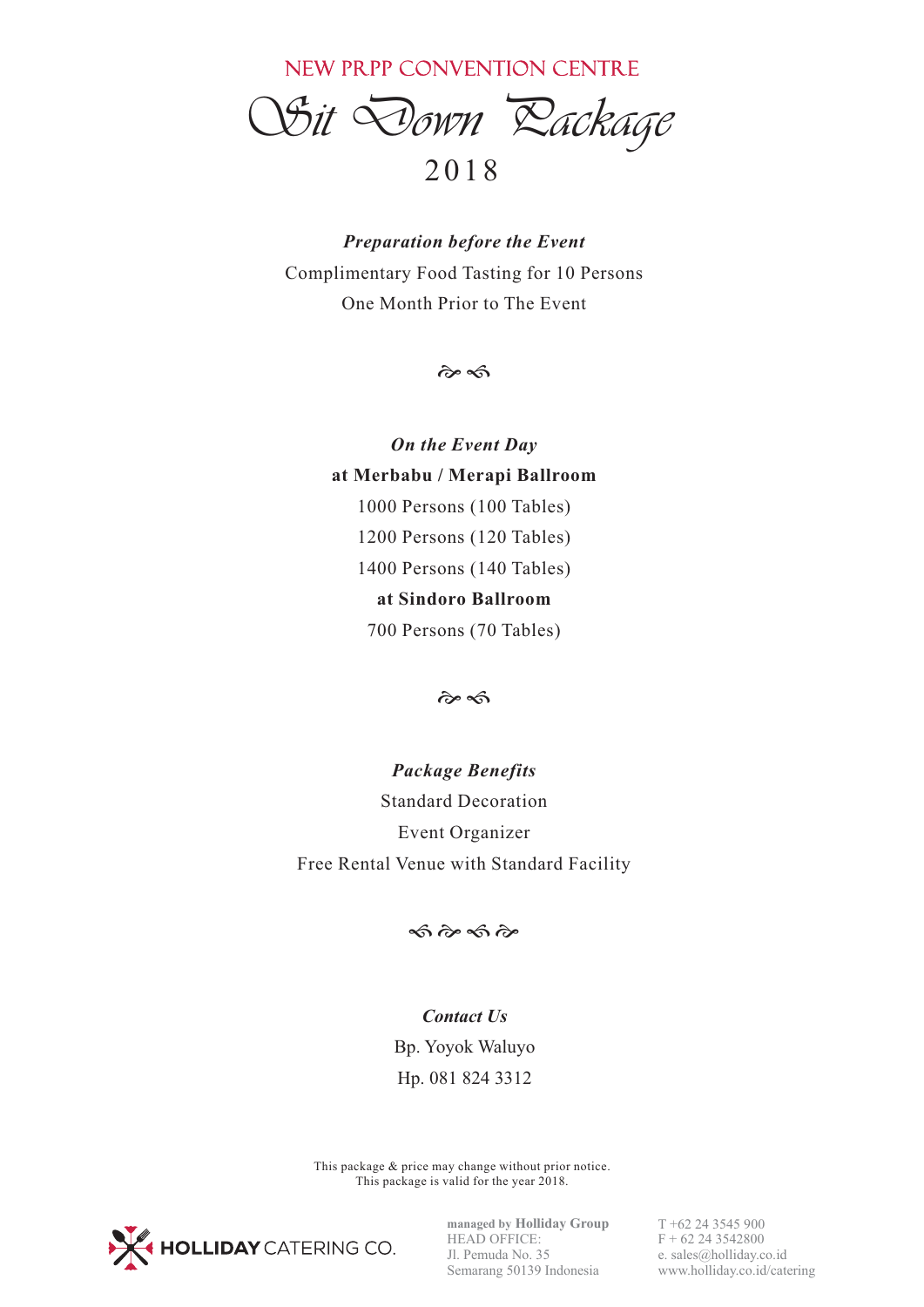NEW PRPP CONVENTION CENTRE

# Sit Down Package

2018

***Preparation before the Event***

Complimentary Food Tasting for 10 Persons

One Month Prior to The Event

***On the Event Day***

**at Merbabu / Merapi Ballroom**

1000 Persons (100 Tables)

1200 Persons (120 Tables)

1400 Persons (140 Tables)

**at Sindoro Ballroom**

700 Persons (70 Tables)

***Package Benefits***

Standard Decoration

Event Organizer

Free Rental Venue with Standard Facility

***Contact Us***

Bp. Yoyok Waluyo

Hp. 081 824 3312

This package & price may change without prior notice.
This package is valid for the year 2018.

HOLLIDAY CATERING CO.

managed by **Holliday Group**
HEAD OFFICE:
Jl. Pemuda No. 35
Semarang 50139 Indonesia

T +62 24 3545 900
F + 62 24 3542800
e. sales@holliday.co.id
www.holliday.co.id/catering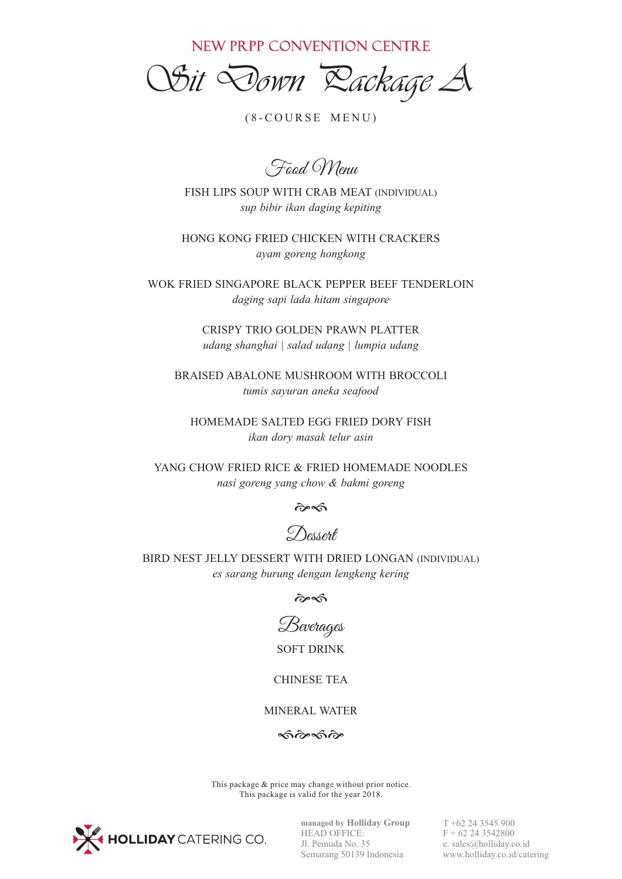## NEW PRPP CONVENTION CENTRE

# Sit Down Package A

(8-COURSE MENU)

### Food Menu

FISH LIPS SOUP WITH CRAB MEAT (INDIVIDUAL)
*sup bibir ikan daging kepiting*

HONG KONG FRIED CHICKEN WITH CRACKERS
*ayam goreng hongkong*

WOK FRIED SINGAPORE BLACK PEPPER BEEF TENDERLOIN
*daging sapi lada hitam singapore*

CRISPY TRIO GOLDEN PRAWN PLATTER
*udang shanghai | salad udang | lumpia udang*

BRAISED ABALONE MUSHROOM WITH BROCCOLI
*tumis sayuran aneka seafood*

HOMEMADE SALTED EGG FRIED DORY FISH
*ikan dory masak telur asin*

YANG CHOW FRIED RICE & FRIED HOMEMADE NOODLES
*nasi goreng yang chow & bakmi goreng*

### Dessert

BIRD NEST JELLY DESSERT WITH DRIED LONGAN (INDIVIDUAL)
*es sarang burung dengan lengkeng kering*

### Beverages

SOFT DRINK

CHINESE TEA

MINERAL WATER

This package & price may change without prior notice.
This package is valid for the year 2018.

HOLLIDAY CATERING CO.

**managed by Holliday Group**
HEAD OFFICE:
Jl. Pemuda No. 35
Semarang 50139 Indonesia

T +62 24 3545 900
F + 62 24 3542800
e. sales@holliday.co.id
www.holliday.co.id/catering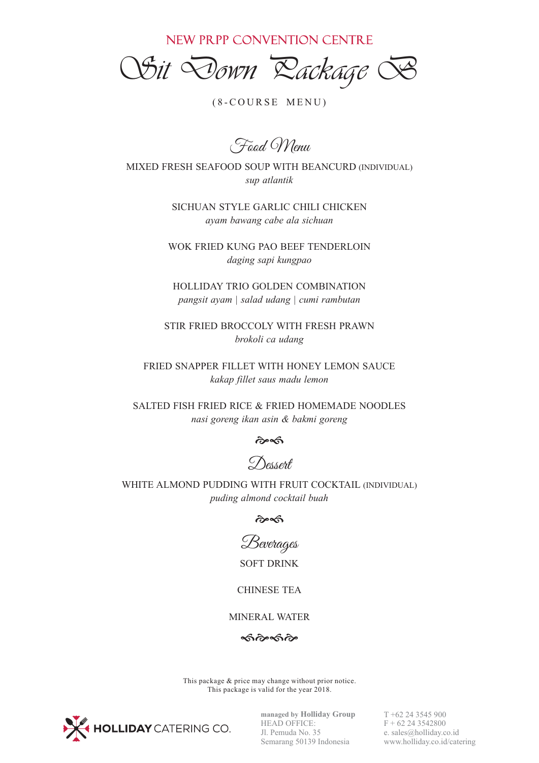NEW PRPP CONVENTION CENTRE

# Sit Down Package B

(8-COURSE MENU)

## Food Menu

MIXED FRESH SEAFOOD SOUP WITH BEANCURD (INDIVIDUAL)
*sup atlantik*

SICHUAN STYLE GARLIC CHILI CHICKEN
*ayam bawang cabe ala sichuan*

WOK FRIED KUNG PAO BEEF TENDERLOIN
*daging sapi kungpao*

HOLLIDAY TRIO GOLDEN COMBINATION
*pangsit ayam | salad udang | cumi rambutan*

STIR FRIED BROCCOLY WITH FRESH PRAWN
*brokoli ca udang*

FRIED SNAPPER FILLET WITH HONEY LEMON SAUCE
*kakap fillet saus madu lemon*

SALTED FISH FRIED RICE & FRIED HOMEMADE NOODLES
*nasi goreng ikan asin & bakmi goreng*

## Dessert

WHITE ALMOND PUDDING WITH FRUIT COCKTAIL (INDIVIDUAL)
*puding almond cocktail buah*

## Beverages

SOFT DRINK

CHINESE TEA

MINERAL WATER

This package & price may change without prior notice.
This package is valid for the year 2018.

HOLLIDAY CATERING CO.

managed by **Holliday Group**
HEAD OFFICE:
Jl. Pemuda No. 35
Semarang 50139 Indonesia

T +62 24 3545 900
F + 62 24 3542800
e. sales@holliday.co.id
www.holliday.co.id/catering